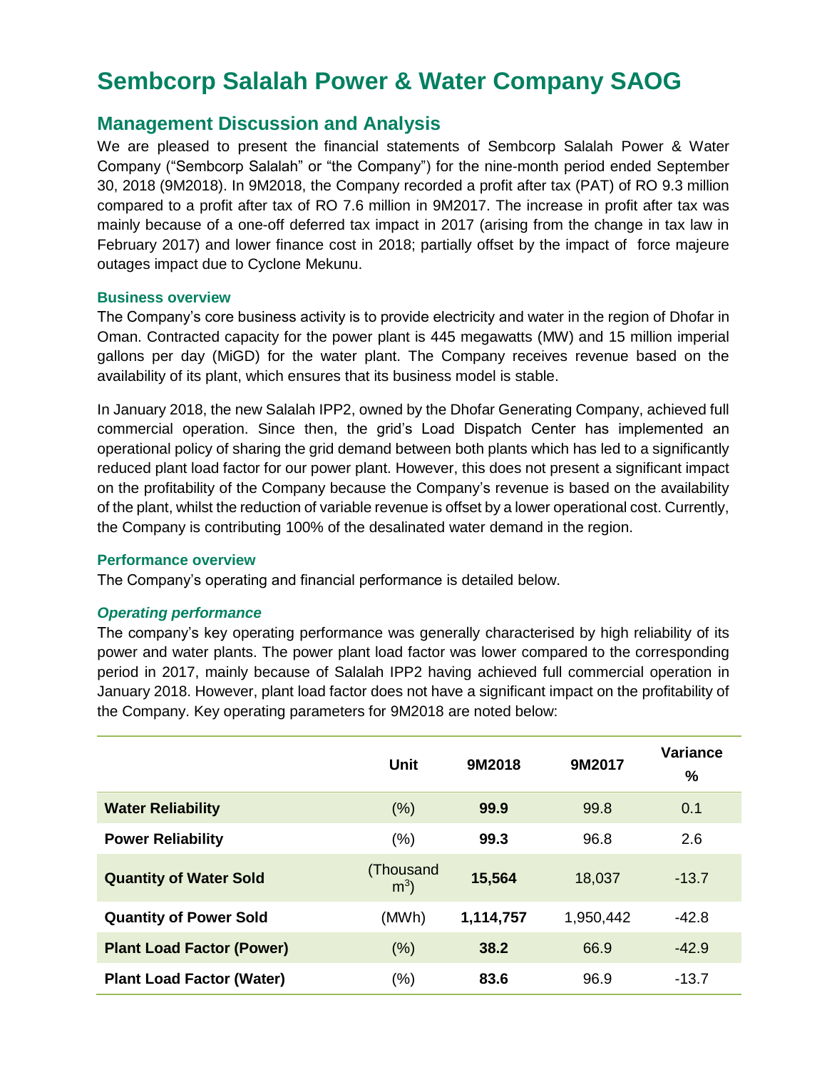# Sembcorp Salalah Power & Water Company SAOG

## Management Discussion and Analysis

We are pleased to present the financial statements of Sembcorp Salalah Power & Water Company ("Sembcorp Salalah" or "the Company") for the nine-month period ended September 30, 2018 (9M2018). In 9M2018, the Company recorded a profit after tax (PAT) of RO 9.3 million compared to a profit after tax of RO 7.6 million in 9M2017. The increase in profit after tax was mainly because of a one-off deferred tax impact in 2017 (arising from the change in tax law in February 2017) and lower finance cost in 2018; partially offset by the impact of force majeure outages impact due to Cyclone Mekunu.

### Business overview

The Company's core business activity is to provide electricity and water in the region of Dhofar in Oman. Contracted capacity for the power plant is 445 megawatts (MW) and 15 million imperial gallons per day (MiGD) for the water plant. The Company receives revenue based on the availability of its plant, which ensures that its business model is stable.

In January 2018, the new Salalah IPP2, owned by the Dhofar Generating Company, achieved full commercial operation. Since then, the grid's Load Dispatch Center has implemented an operational policy of sharing the grid demand between both plants which has led to a significantly reduced plant load factor for our power plant. However, this does not present a significant impact on the profitability of the Company because the Company's revenue is based on the availability of the plant, whilst the reduction of variable revenue is offset by a lower operational cost. Currently, the Company is contributing 100% of the desalinated water demand in the region.

### Performance overview

The Company's operating and financial performance is detailed below.

#### *Operating performance*

The company's key operating performance was generally characterised by high reliability of its power and water plants. The power plant load factor was lower compared to the corresponding period in 2017, mainly because of Salalah IPP2 having achieved full commercial operation in January 2018. However, plant load factor does not have a significant impact on the profitability of the Company. Key operating parameters for 9M2018 are noted below:

| | Unit | 9M2018 | 9M2017 | Variance % |
|---|---|---|---|---|
| **Water Reliability** | (%) | **99.9** | 99.8 | 0.1 |
| **Power Reliability** | (%) | **99.3** | 96.8 | 2.6 |
| **Quantity of Water Sold** | (Thousand $m^3$) | **15,564** | 18,037 | -13.7 |
| **Quantity of Power Sold** | (MWh) | **1,114,757** | 1,950,442 | -42.8 |
| **Plant Load Factor (Power)** | (%) | **38.2** | 66.9 | -42.9 |
| **Plant Load Factor (Water)** | (%) | **83.6** | 96.9 | -13.7 |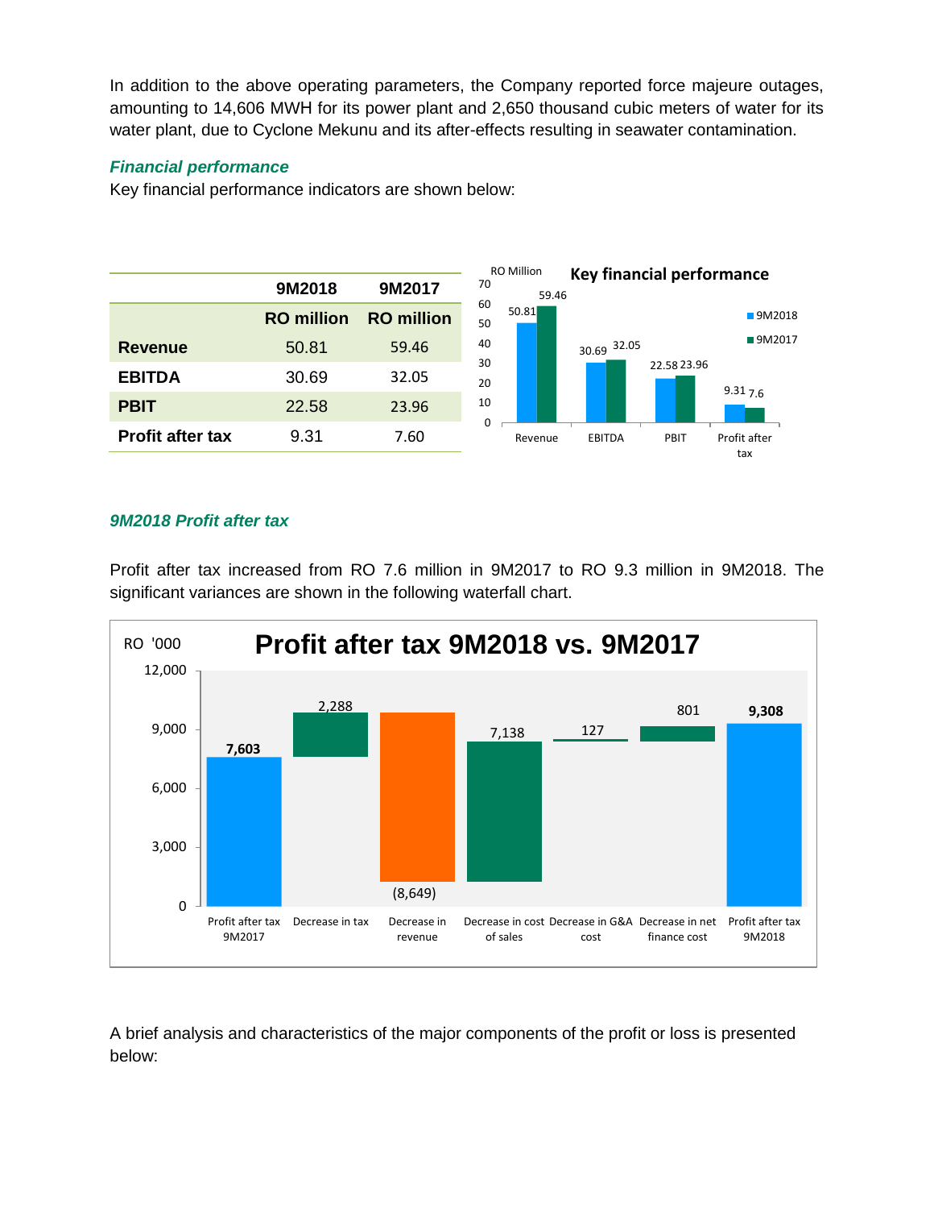In addition to the above operating parameters, the Company reported force majeure outages, amounting to 14,606 MWH for its power plant and 2,650 thousand cubic meters of water for its water plant, due to Cyclone Mekunu and its after-effects resulting in seawater contamination.

***Financial performance***

Key financial performance indicators are shown below:

| | 9M2018 | 9M2017 |
|---|---|---|
| | RO million | RO million |
| **Revenue** | 50.81 | 59.46 |
| **EBITDA** | 30.69 | 32.05 |
| **PBIT** | 22.58 | 23.96 |
| **Profit after tax** | 9.31 | 7.60 |

***9M2018 Profit after tax***

Profit after tax increased from RO 7.6 million in 9M2017 to RO 9.3 million in 9M2018. The significant variances are shown in the following waterfall chart.

A brief analysis and characteristics of the major components of the profit or loss is presented below: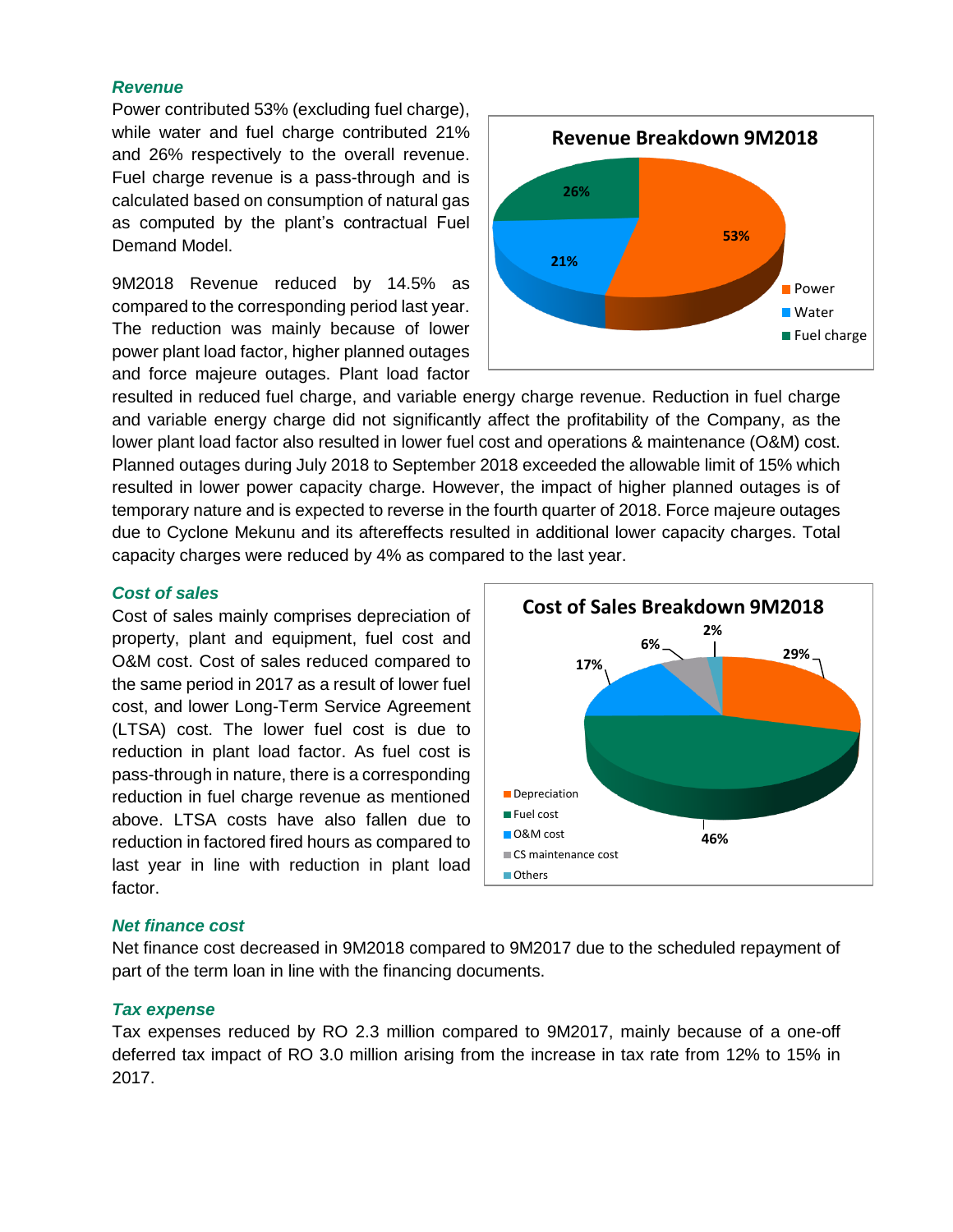### *Revenue*

Power contributed 53% (excluding fuel charge), while water and fuel charge contributed 21% and 26% respectively to the overall revenue. Fuel charge revenue is a pass-through and is calculated based on consumption of natural gas as computed by the plant's contractual Fuel Demand Model.

**Revenue Breakdown 9M2018**

- Power: 53%
- Water: 21%
- Fuel charge: 26%

9M2018 Revenue reduced by 14.5% as compared to the corresponding period last year. The reduction was mainly because of lower power plant load factor, higher planned outages and force majeure outages. Plant load factor resulted in reduced fuel charge, and variable energy charge revenue. Reduction in fuel charge and variable energy charge did not significantly affect the profitability of the Company, as the lower plant load factor also resulted in lower fuel cost and operations & maintenance (O&M) cost. Planned outages during July 2018 to September 2018 exceeded the allowable limit of 15% which resulted in lower power capacity charge. However, the impact of higher planned outages is of temporary nature and is expected to reverse in the fourth quarter of 2018. Force majeure outages due to Cyclone Mekunu and its aftereffects resulted in additional lower capacity charges. Total capacity charges were reduced by 4% as compared to the last year.

### *Cost of sales*

Cost of sales mainly comprises depreciation of property, plant and equipment, fuel cost and O&M cost. Cost of sales reduced compared to the same period in 2017 as a result of lower fuel cost, and lower Long-Term Service Agreement (LTSA) cost. The lower fuel cost is due to reduction in plant load factor. As fuel cost is pass-through in nature, there is a corresponding reduction in fuel charge revenue as mentioned above. LTSA costs have also fallen due to reduction in factored fired hours as compared to last year in line with reduction in plant load factor.

**Cost of Sales Breakdown 9M2018**

- Depreciation: 29%
- Fuel cost: 46%
- O&M cost: 17%
- CS maintenance cost: 6%
- Others: 2%

### *Net finance cost*

Net finance cost decreased in 9M2018 compared to 9M2017 due to the scheduled repayment of part of the term loan in line with the financing documents.

### *Tax expense*

Tax expenses reduced by RO 2.3 million compared to 9M2017, mainly because of a one-off deferred tax impact of RO 3.0 million arising from the increase in tax rate from 12% to 15% in 2017.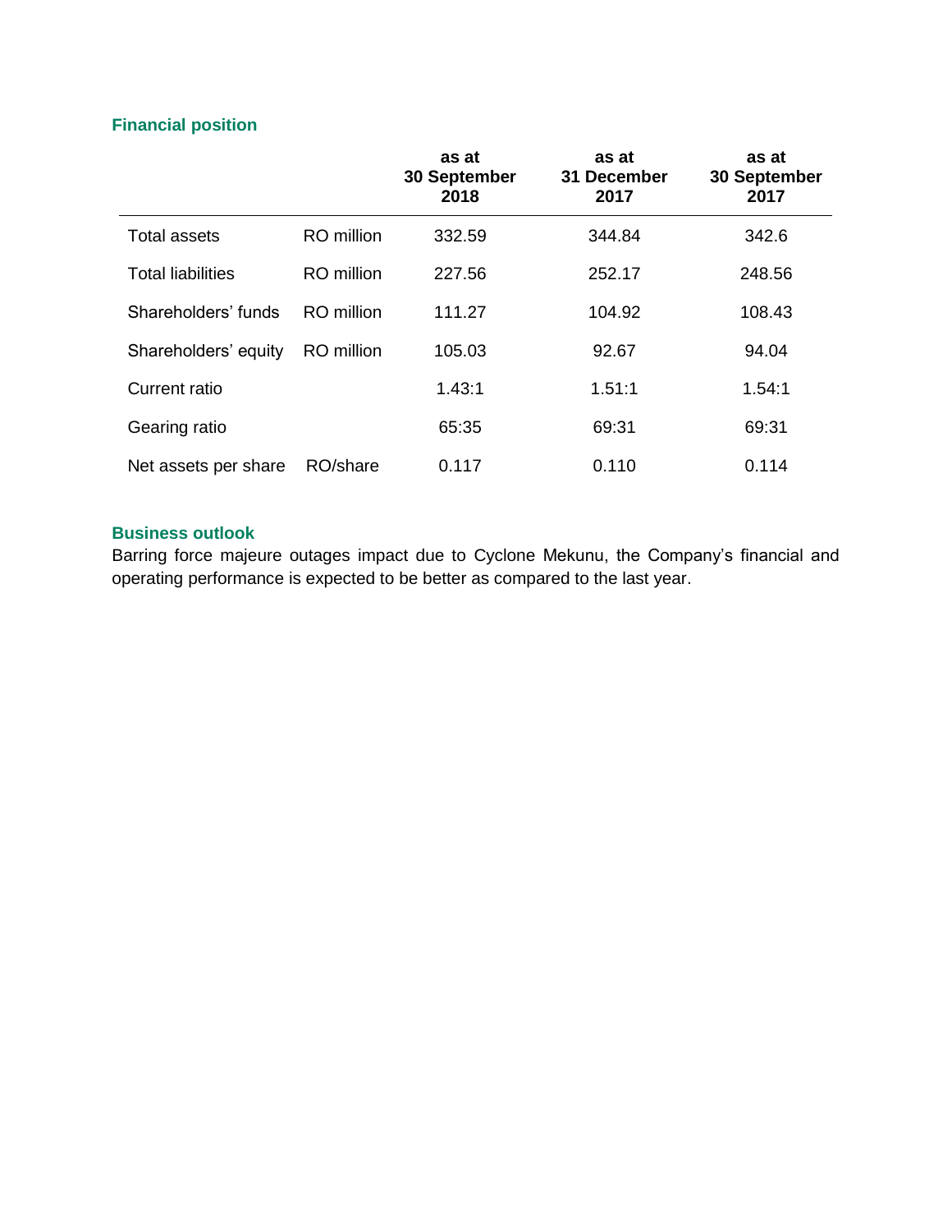## Financial position

| | | as at 30 September 2018 | as at 31 December 2017 | as at 30 September 2017 |
|---|---|---|---|---|
| Total assets | RO million | 332.59 | 344.84 | 342.6 |
| Total liabilities | RO million | 227.56 | 252.17 | 248.56 |
| Shareholders' funds | RO million | 111.27 | 104.92 | 108.43 |
| Shareholders' equity | RO million | 105.03 | 92.67 | 94.04 |
| Current ratio | | 1.43:1 | 1.51:1 | 1.54:1 |
| Gearing ratio | | 65:35 | 69:31 | 69:31 |
| Net assets per share | RO/share | 0.117 | 0.110 | 0.114 |

## Business outlook

Barring force majeure outages impact due to Cyclone Mekunu, the Company's financial and operating performance is expected to be better as compared to the last year.